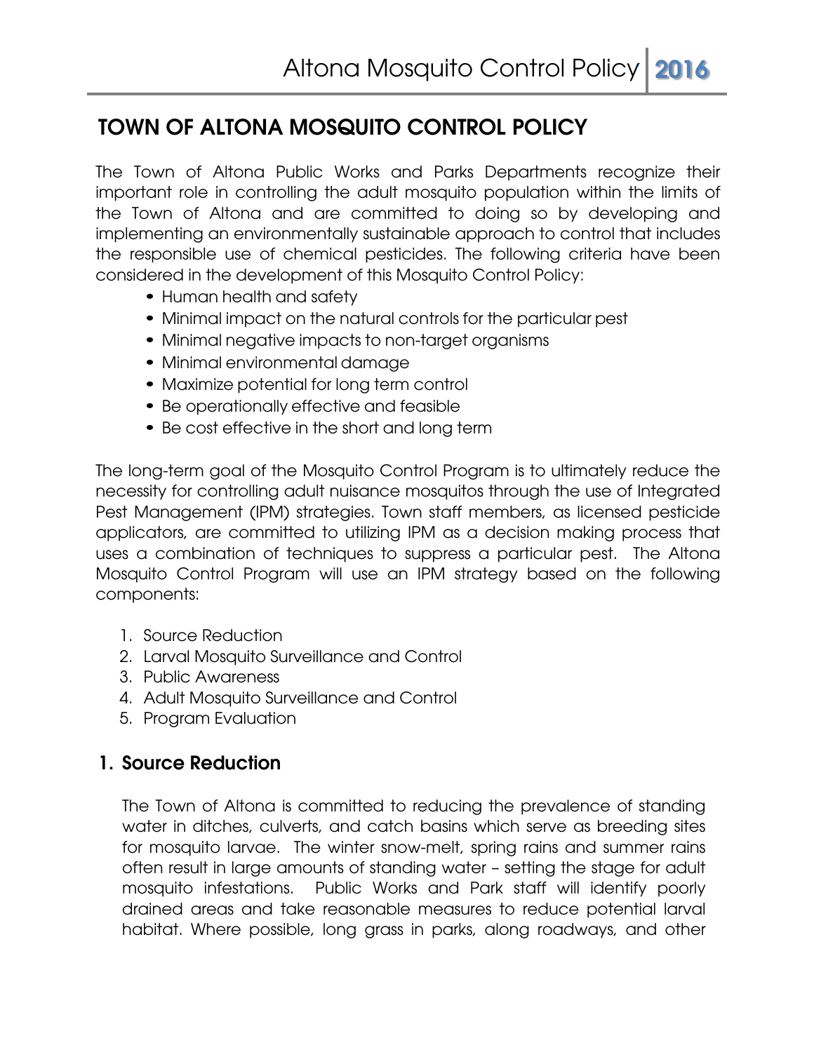# TOWN OF ALTONA MOSQUITO CONTROL POLICY

The Town of Altona Public Works and Parks Departments recognize their important role in controlling the adult mosquito population within the limits of the Town of Altona and are committed to doing so by developing and implementing an environmentally sustainable approach to control that includes the responsible use of chemical pesticides. The following criteria have been considered in the development of this Mosquito Control Policy:

- Human health and safety
- Minimal impact on the natural controls for the particular pest
- Minimal negative impacts to non-target organisms
- Minimal environmental damage
- Maximize potential for long term control
- Be operationally effective and feasible
- Be cost effective in the short and long term

The long-term goal of the Mosquito Control Program is to ultimately reduce the necessity for controlling adult nuisance mosquitos through the use of Integrated Pest Management (IPM) strategies. Town staff members, as licensed pesticide applicators, are committed to utilizing IPM as a decision making process that uses a combination of techniques to suppress a particular pest. The Altona Mosquito Control Program will use an IPM strategy based on the following components:

1. Source Reduction
2. Larval Mosquito Surveillance and Control
3. Public Awareness
4. Adult Mosquito Surveillance and Control
5. Program Evaluation

## 1. Source Reduction

The Town of Altona is committed to reducing the prevalence of standing water in ditches, culverts, and catch basins which serve as breeding sites for mosquito larvae. The winter snow-melt, spring rains and summer rains often result in large amounts of standing water – setting the stage for adult mosquito infestations. Public Works and Park staff will identify poorly drained areas and take reasonable measures to reduce potential larval habitat. Where possible, long grass in parks, along roadways, and other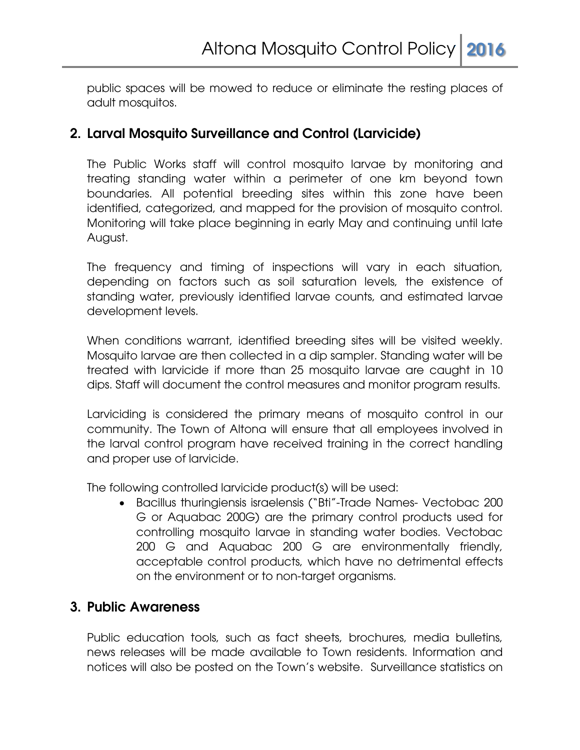public spaces will be mowed to reduce or eliminate the resting places of adult mosquitos.

## 2. Larval Mosquito Surveillance and Control (Larvicide)

The Public Works staff will control mosquito larvae by monitoring and treating standing water within a perimeter of one km beyond town boundaries. All potential breeding sites within this zone have been identified, categorized, and mapped for the provision of mosquito control. Monitoring will take place beginning in early May and continuing until late August.

The frequency and timing of inspections will vary in each situation, depending on factors such as soil saturation levels, the existence of standing water, previously identified larvae counts, and estimated larvae development levels.

When conditions warrant, identified breeding sites will be visited weekly. Mosquito larvae are then collected in a dip sampler. Standing water will be treated with larvicide if more than 25 mosquito larvae are caught in 10 dips. Staff will document the control measures and monitor program results.

Larviciding is considered the primary means of mosquito control in our community. The Town of Altona will ensure that all employees involved in the larval control program have received training in the correct handling and proper use of larvicide.

The following controlled larvicide product(s) will be used:

- Bacillus thuringiensis israelensis ("Bti"-Trade Names- Vectobac 200 G or Aquabac 200G) are the primary control products used for controlling mosquito larvae in standing water bodies. Vectobac 200 G and Aquabac 200 G are environmentally friendly, acceptable control products, which have no detrimental effects on the environment or to non-target organisms.

## 3. Public Awareness

Public education tools, such as fact sheets, brochures, media bulletins, news releases will be made available to Town residents. Information and notices will also be posted on the Town's website. Surveillance statistics on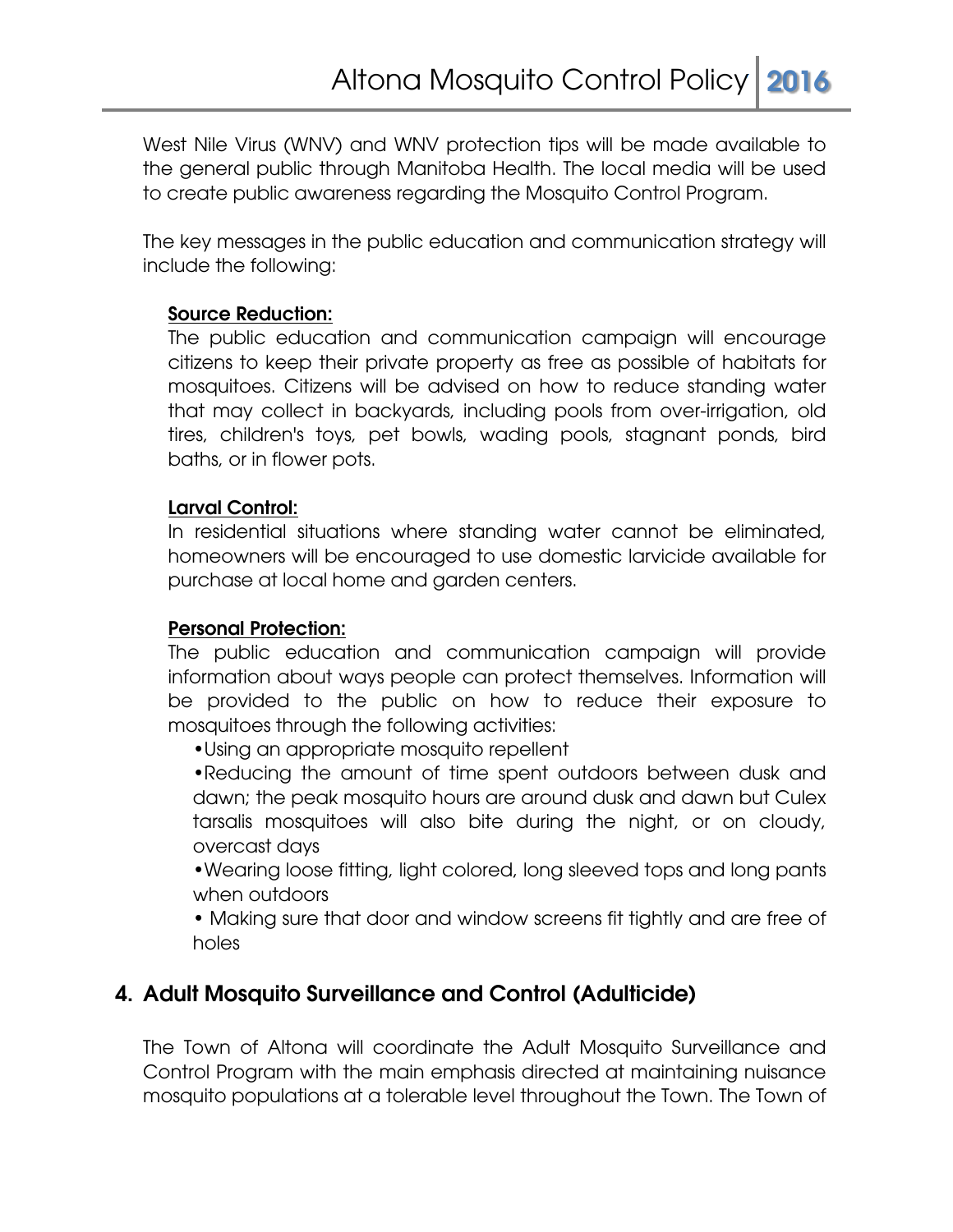West Nile Virus (WNV) and WNV protection tips will be made available to the general public through Manitoba Health. The local media will be used to create public awareness regarding the Mosquito Control Program.

The key messages in the public education and communication strategy will include the following:

**Source Reduction:**
The public education and communication campaign will encourage citizens to keep their private property as free as possible of habitats for mosquitoes. Citizens will be advised on how to reduce standing water that may collect in backyards, including pools from over-irrigation, old tires, children's toys, pet bowls, wading pools, stagnant ponds, bird baths, or in flower pots.

**Larval Control:**
In residential situations where standing water cannot be eliminated, homeowners will be encouraged to use domestic larvicide available for purchase at local home and garden centers.

**Personal Protection:**
The public education and communication campaign will provide information about ways people can protect themselves. Information will be provided to the public on how to reduce their exposure to mosquitoes through the following activities:

- Using an appropriate mosquito repellent
- Reducing the amount of time spent outdoors between dusk and dawn; the peak mosquito hours are around dusk and dawn but Culex tarsalis mosquitoes will also bite during the night, or on cloudy, overcast days
- Wearing loose fitting, light colored, long sleeved tops and long pants when outdoors
- Making sure that door and window screens fit tightly and are free of holes

## 4. Adult Mosquito Surveillance and Control (Adulticide)

The Town of Altona will coordinate the Adult Mosquito Surveillance and Control Program with the main emphasis directed at maintaining nuisance mosquito populations at a tolerable level throughout the Town. The Town of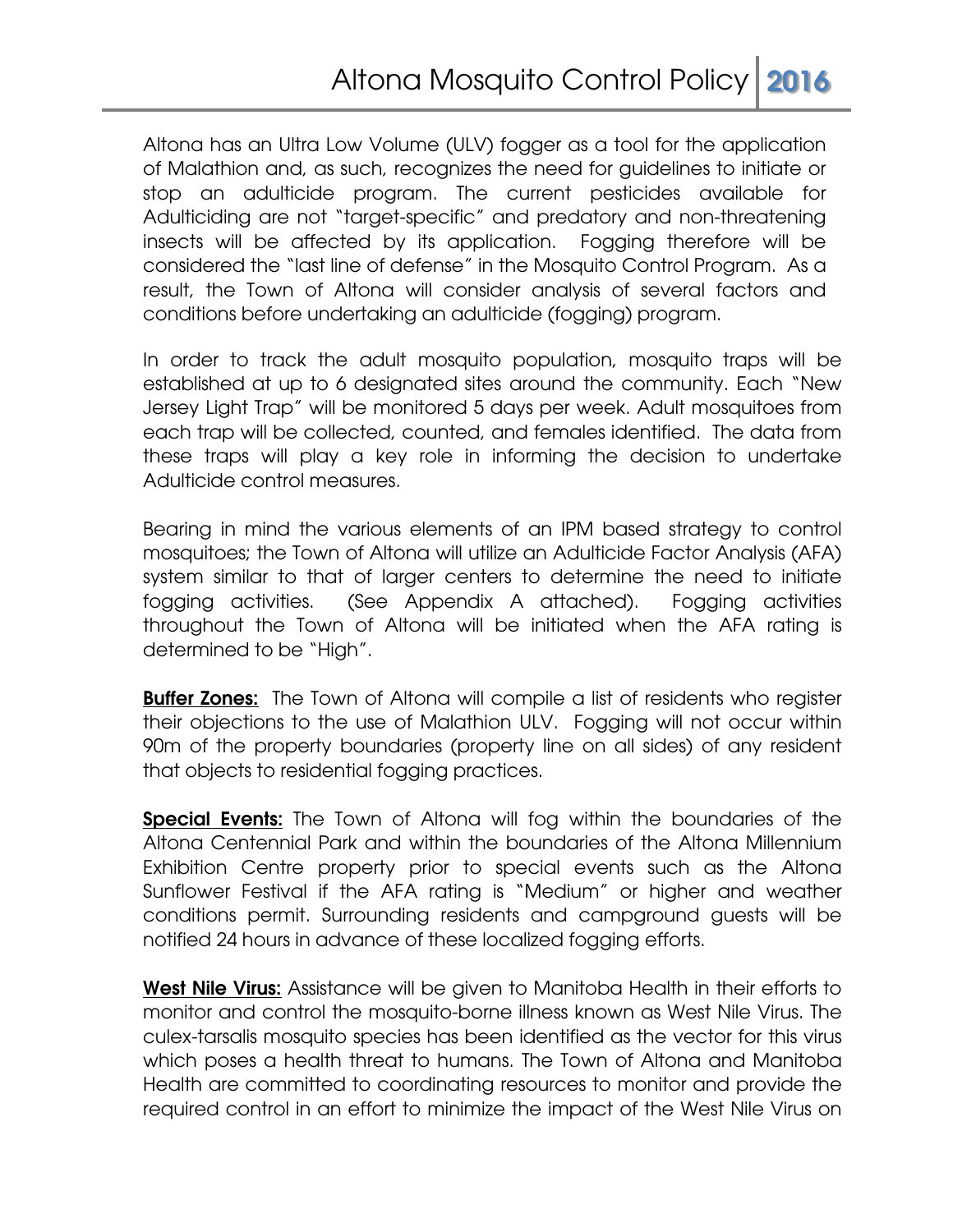Altona has an Ultra Low Volume (ULV) fogger as a tool for the application of Malathion and, as such, recognizes the need for guidelines to initiate or stop an adulticide program. The current pesticides available for Adulticiding are not "target-specific" and predatory and non-threatening insects will be affected by its application. Fogging therefore will be considered the "last line of defense" in the Mosquito Control Program. As a result, the Town of Altona will consider analysis of several factors and conditions before undertaking an adulticide (fogging) program.

In order to track the adult mosquito population, mosquito traps will be established at up to 6 designated sites around the community. Each "New Jersey Light Trap" will be monitored 5 days per week. Adult mosquitoes from each trap will be collected, counted, and females identified. The data from these traps will play a key role in informing the decision to undertake Adulticide control measures.

Bearing in mind the various elements of an IPM based strategy to control mosquitoes; the Town of Altona will utilize an Adulticide Factor Analysis (AFA) system similar to that of larger centers to determine the need to initiate fogging activities. (See Appendix A attached). Fogging activities throughout the Town of Altona will be initiated when the AFA rating is determined to be "High".

**Buffer Zones:** The Town of Altona will compile a list of residents who register their objections to the use of Malathion ULV. Fogging will not occur within 90m of the property boundaries (property line on all sides) of any resident that objects to residential fogging practices.

**Special Events:** The Town of Altona will fog within the boundaries of the Altona Centennial Park and within the boundaries of the Altona Millennium Exhibition Centre property prior to special events such as the Altona Sunflower Festival if the AFA rating is "Medium" or higher and weather conditions permit. Surrounding residents and campground guests will be notified 24 hours in advance of these localized fogging efforts.

**West Nile Virus:** Assistance will be given to Manitoba Health in their efforts to monitor and control the mosquito-borne illness known as West Nile Virus. The culex-tarsalis mosquito species has been identified as the vector for this virus which poses a health threat to humans. The Town of Altona and Manitoba Health are committed to coordinating resources to monitor and provide the required control in an effort to minimize the impact of the West Nile Virus on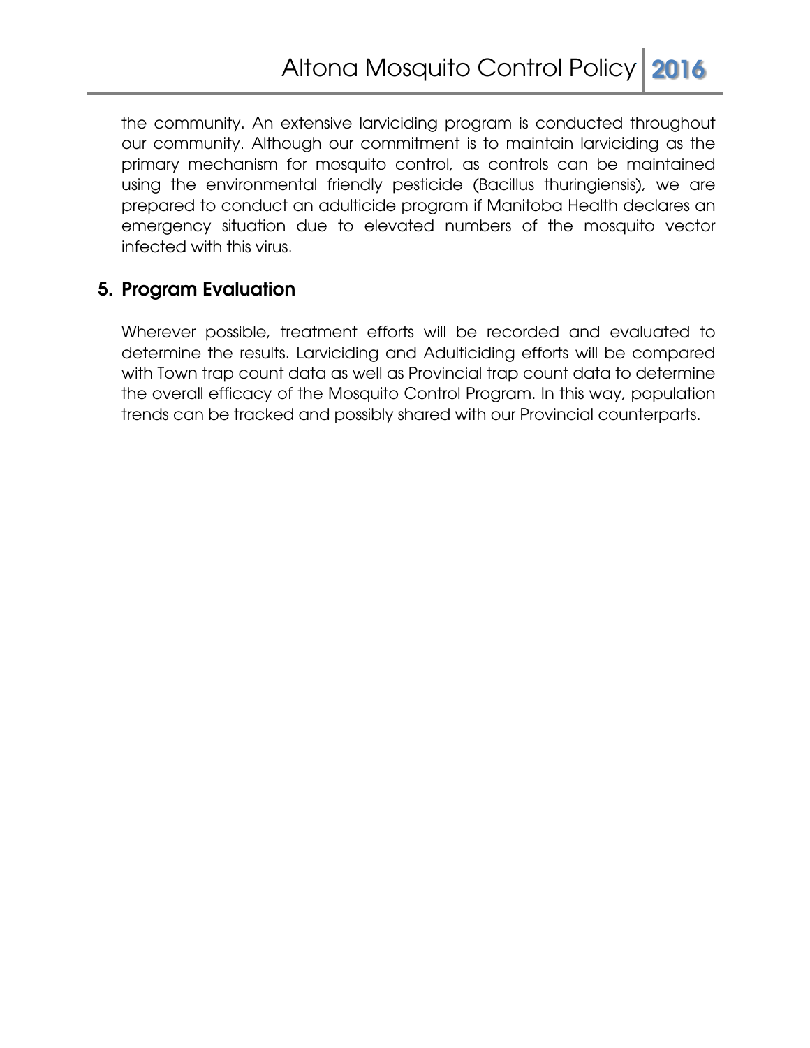the community. An extensive larviciding program is conducted throughout our community. Although our commitment is to maintain larviciding as the primary mechanism for mosquito control, as controls can be maintained using the environmental friendly pesticide (Bacillus thuringiensis), we are prepared to conduct an adulticide program if Manitoba Health declares an emergency situation due to elevated numbers of the mosquito vector infected with this virus.

## 5. Program Evaluation

Wherever possible, treatment efforts will be recorded and evaluated to determine the results. Larviciding and Adulticiding efforts will be compared with Town trap count data as well as Provincial trap count data to determine the overall efficacy of the Mosquito Control Program. In this way, population trends can be tracked and possibly shared with our Provincial counterparts.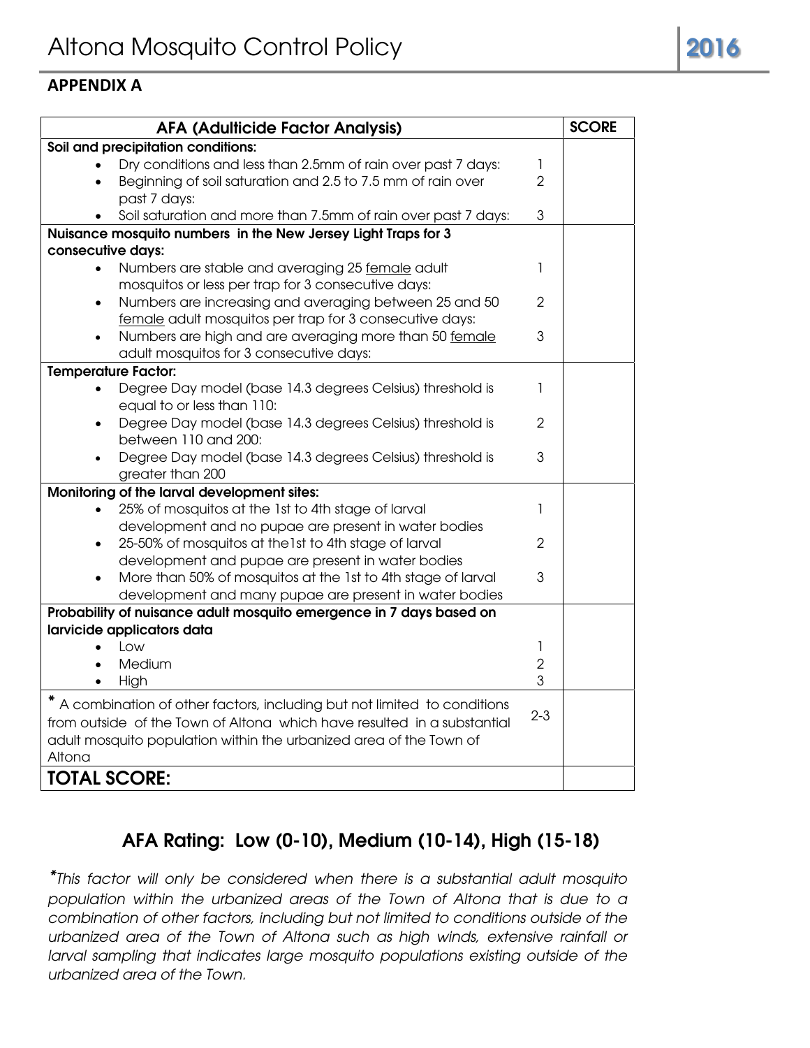## APPENDIX A

| AFA (Adulticide Factor Analysis) | | SCORE |
|---|---|---|
| **Soil and precipitation conditions:** | | |
| • Dry conditions and less than 2.5mm of rain over past 7 days: | 1 | |
| • Beginning of soil saturation and 2.5 to 7.5 mm of rain over past 7 days: | 2 | |
| • Soil saturation and more than 7.5mm of rain over past 7 days: | 3 | |
| **Nuisance mosquito numbers in the New Jersey Light Traps for 3 consecutive days:** | | |
| • Numbers are stable and averaging 25 female adult mosquitos or less per trap for 3 consecutive days: | 1 | |
| • Numbers are increasing and averaging between 25 and 50 female adult mosquitos per trap for 3 consecutive days: | 2 | |
| • Numbers are high and are averaging more than 50 female adult mosquitos for 3 consecutive days: | 3 | |
| **Temperature Factor:** | | |
| • Degree Day model (base 14.3 degrees Celsius) threshold is equal to or less than 110: | 1 | |
| • Degree Day model (base 14.3 degrees Celsius) threshold is between 110 and 200: | 2 | |
| • Degree Day model (base 14.3 degrees Celsius) threshold is greater than 200 | 3 | |
| **Monitoring of the larval development sites:** | | |
| • 25% of mosquitos at the 1st to 4th stage of larval development and no pupae are present in water bodies | 1 | |
| • 25-50% of mosquitos at the1st to 4th stage of larval development and pupae are present in water bodies | 2 | |
| • More than 50% of mosquitos at the 1st to 4th stage of larval development and many pupae are present in water bodies | 3 | |
| **Probability of nuisance adult mosquito emergence in 7 days based on larvicide applicators data** | | |
| • Low | 1 | |
| • Medium | 2 | |
| • High | 3 | |
| * A combination of other factors, including but not limited to conditions from outside of the Town of Altona which have resulted in a substantial adult mosquito population within the urbanized area of the Town of Altona | 2-3 | |
| **TOTAL SCORE:** | | |

## AFA Rating: Low (0-10), Medium (10-14), High (15-18)

**\***_This factor will only be considered when there is a substantial adult mosquito population within the urbanized areas of the Town of Altona that is due to a combination of other factors, including but not limited to conditions outside of the urbanized area of the Town of Altona such as high winds, extensive rainfall or larval sampling that indicates large mosquito populations existing outside of the urbanized area of the Town._